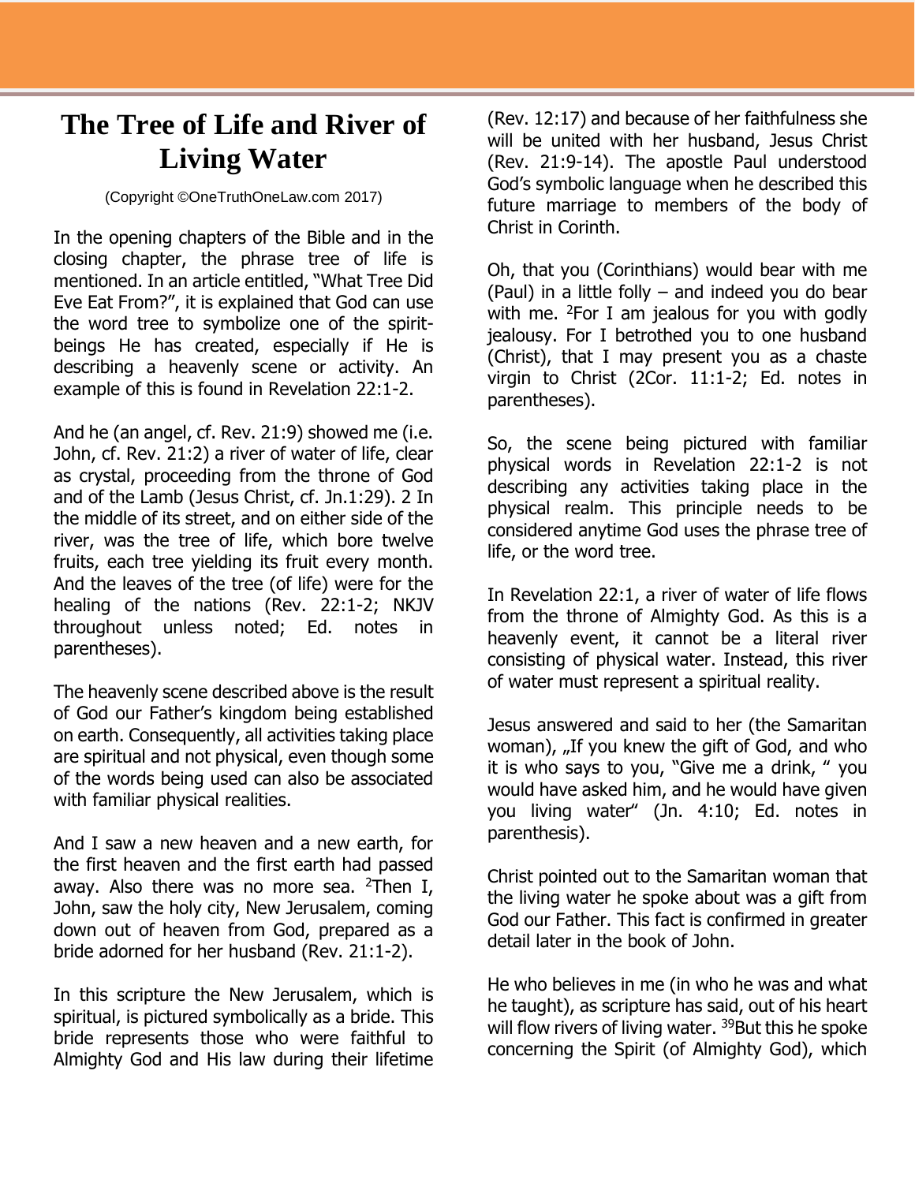# The Tree of Life and River of Living Water

(Copyright ©OneTruthOneLaw.com 2017)

In the opening chapters of the Bible and in the closing chapter, the phrase tree of life is mentioned. In an article entitled, "What Tree Did Eve Eat From?", it is explained that God can use the word tree to symbolize one of the spirit-beings He has created, especially if He is describing a heavenly scene or activity. An example of this is found in Revelation 22:1-2.

And he (an angel, cf. Rev. 21:9) showed me (i.e. John, cf. Rev. 21:2) a river of water of life, clear as crystal, proceeding from the throne of God and of the Lamb (Jesus Christ, cf. Jn.1:29). 2 In the middle of its street, and on either side of the river, was the tree of life, which bore twelve fruits, each tree yielding its fruit every month. And the leaves of the tree (of life) were for the healing of the nations (Rev. 22:1-2; NKJV throughout unless noted; Ed. notes in parentheses).

The heavenly scene described above is the result of God our Father's kingdom being established on earth. Consequently, all activities taking place are spiritual and not physical, even though some of the words being used can also be associated with familiar physical realities.

And I saw a new heaven and a new earth, for the first heaven and the first earth had passed away. Also there was no more sea. [2]Then I, John, saw the holy city, New Jerusalem, coming down out of heaven from God, prepared as a bride adorned for her husband (Rev. 21:1-2).

In this scripture the New Jerusalem, which is spiritual, is pictured symbolically as a bride. This bride represents those who were faithful to Almighty God and His law during their lifetime (Rev. 12:17) and because of her faithfulness she will be united with her husband, Jesus Christ (Rev. 21:9-14). The apostle Paul understood God's symbolic language when he described this future marriage to members of the body of Christ in Corinth.

Oh, that you (Corinthians) would bear with me (Paul) in a little folly – and indeed you do bear with me. [2]For I am jealous for you with godly jealousy. For I betrothed you to one husband (Christ), that I may present you as a chaste virgin to Christ (2Cor. 11:1-2; Ed. notes in parentheses).

So, the scene being pictured with familiar physical words in Revelation 22:1-2 is not describing any activities taking place in the physical realm. This principle needs to be considered anytime God uses the phrase tree of life, or the word tree.

In Revelation 22:1, a river of water of life flows from the throne of Almighty God. As this is a heavenly event, it cannot be a literal river consisting of physical water. Instead, this river of water must represent a spiritual reality.

Jesus answered and said to her (the Samaritan woman), „If you knew the gift of God, and who it is who says to you, "Give me a drink, " you would have asked him, and he would have given you living water" (Jn. 4:10; Ed. notes in parenthesis).

Christ pointed out to the Samaritan woman that the living water he spoke about was a gift from God our Father. This fact is confirmed in greater detail later in the book of John.

He who believes in me (in who he was and what he taught), as scripture has said, out of his heart will flow rivers of living water. [39]But this he spoke concerning the Spirit (of Almighty God), which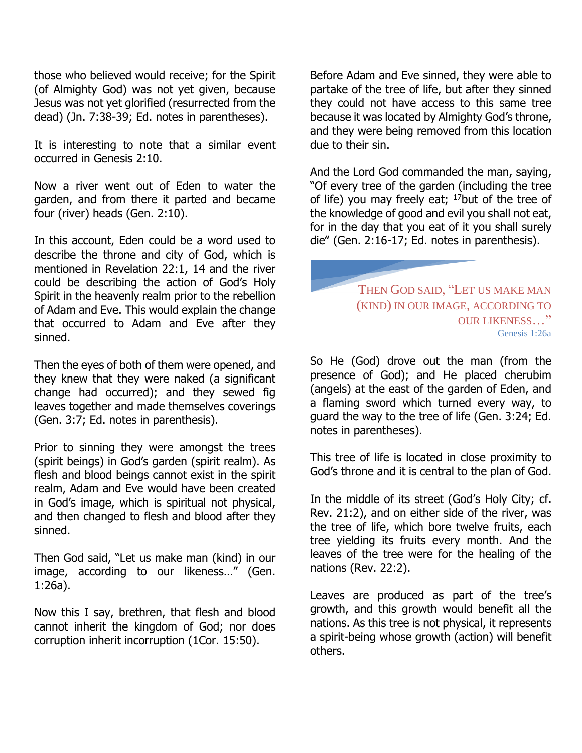those who believed would receive; for the Spirit (of Almighty God) was not yet given, because Jesus was not yet glorified (resurrected from the dead) (Jn. 7:38-39; Ed. notes in parentheses).

It is interesting to note that a similar event occurred in Genesis 2:10.

Now a river went out of Eden to water the garden, and from there it parted and became four (river) heads (Gen. 2:10).

In this account, Eden could be a word used to describe the throne and city of God, which is mentioned in Revelation 22:1, 14 and the river could be describing the action of God's Holy Spirit in the heavenly realm prior to the rebellion of Adam and Eve. This would explain the change that occurred to Adam and Eve after they sinned.

Then the eyes of both of them were opened, and they knew that they were naked (a significant change had occurred); and they sewed fig leaves together and made themselves coverings (Gen. 3:7; Ed. notes in parenthesis).

Prior to sinning they were amongst the trees (spirit beings) in God's garden (spirit realm). As flesh and blood beings cannot exist in the spirit realm, Adam and Eve would have been created in God's image, which is spiritual not physical, and then changed to flesh and blood after they sinned.

Then God said, "Let us make man (kind) in our image, according to our likeness…" (Gen. 1:26a).

Now this I say, brethren, that flesh and blood cannot inherit the kingdom of God; nor does corruption inherit incorruption (1Cor. 15:50).

Before Adam and Eve sinned, they were able to partake of the tree of life, but after they sinned they could not have access to this same tree because it was located by Almighty God's throne, and they were being removed from this location due to their sin.

And the Lord God commanded the man, saying, "Of every tree of the garden (including the tree of life) you may freely eat; [17]but of the tree of the knowledge of good and evil you shall not eat, for in the day that you eat of it you shall surely die" (Gen. 2:16-17; Ed. notes in parenthesis).

> THEN GOD SAID, "LET US MAKE MAN (KIND) IN OUR IMAGE, ACCORDING TO OUR LIKENESS…"
>
> Genesis 1:26a

So He (God) drove out the man (from the presence of God); and He placed cherubim (angels) at the east of the garden of Eden, and a flaming sword which turned every way, to guard the way to the tree of life (Gen. 3:24; Ed. notes in parentheses).

This tree of life is located in close proximity to God's throne and it is central to the plan of God.

In the middle of its street (God's Holy City; cf. Rev. 21:2), and on either side of the river, was the tree of life, which bore twelve fruits, each tree yielding its fruits every month. And the leaves of the tree were for the healing of the nations (Rev. 22:2).

Leaves are produced as part of the tree's growth, and this growth would benefit all the nations. As this tree is not physical, it represents a spirit-being whose growth (action) will benefit others.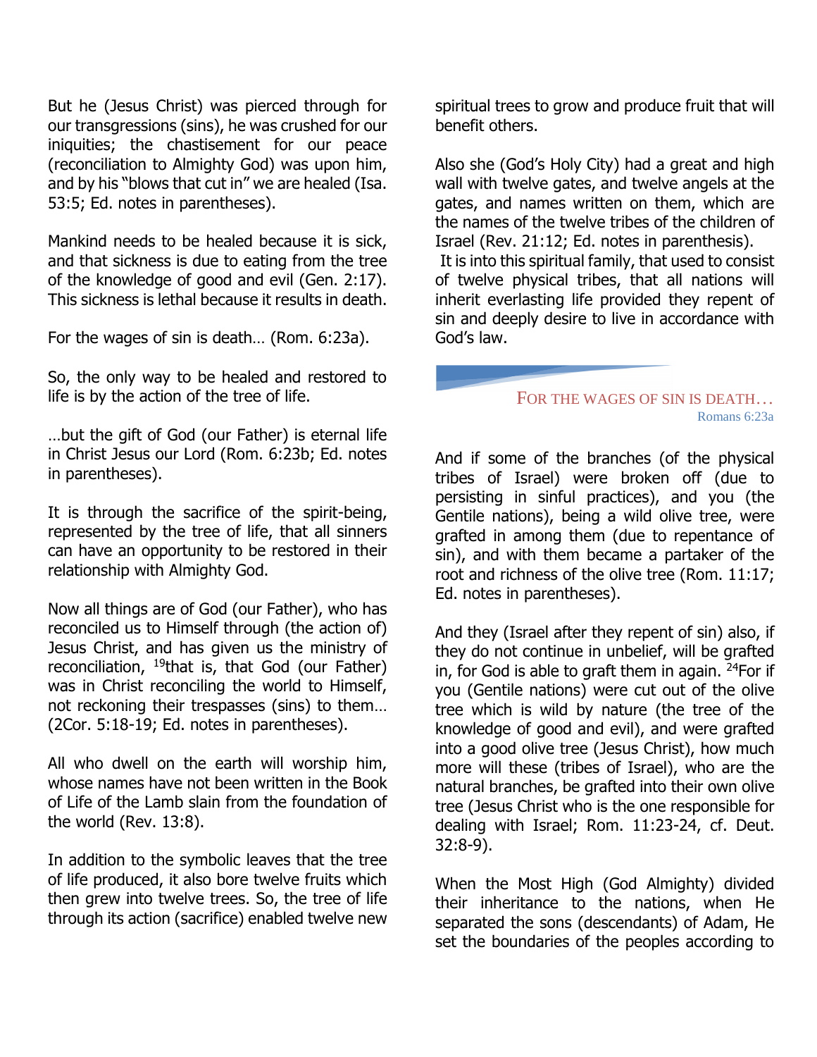But he (Jesus Christ) was pierced through for our transgressions (sins), he was crushed for our iniquities; the chastisement for our peace (reconciliation to Almighty God) was upon him, and by his "blows that cut in" we are healed (Isa. 53:5; Ed. notes in parentheses).

Mankind needs to be healed because it is sick, and that sickness is due to eating from the tree of the knowledge of good and evil (Gen. 2:17). This sickness is lethal because it results in death.

For the wages of sin is death… (Rom. 6:23a).

So, the only way to be healed and restored to life is by the action of the tree of life.

…but the gift of God (our Father) is eternal life in Christ Jesus our Lord (Rom. 6:23b; Ed. notes in parentheses).

It is through the sacrifice of the spirit-being, represented by the tree of life, that all sinners can have an opportunity to be restored in their relationship with Almighty God.

Now all things are of God (our Father), who has reconciled us to Himself through (the action of) Jesus Christ, and has given us the ministry of reconciliation, [19]that is, that God (our Father) was in Christ reconciling the world to Himself, not reckoning their trespasses (sins) to them… (2Cor. 5:18-19; Ed. notes in parentheses).

All who dwell on the earth will worship him, whose names have not been written in the Book of Life of the Lamb slain from the foundation of the world (Rev. 13:8).

In addition to the symbolic leaves that the tree of life produced, it also bore twelve fruits which then grew into twelve trees. So, the tree of life through its action (sacrifice) enabled twelve new spiritual trees to grow and produce fruit that will benefit others.

Also she (God's Holy City) had a great and high wall with twelve gates, and twelve angels at the gates, and names written on them, which are the names of the twelve tribes of the children of Israel (Rev. 21:12; Ed. notes in parenthesis).

It is into this spiritual family, that used to consist of twelve physical tribes, that all nations will inherit everlasting life provided they repent of sin and deeply desire to live in accordance with God's law.

> FOR THE WAGES OF SIN IS DEATH…
> Romans 6:23a

And if some of the branches (of the physical tribes of Israel) were broken off (due to persisting in sinful practices), and you (the Gentile nations), being a wild olive tree, were grafted in among them (due to repentance of sin), and with them became a partaker of the root and richness of the olive tree (Rom. 11:17; Ed. notes in parentheses).

And they (Israel after they repent of sin) also, if they do not continue in unbelief, will be grafted in, for God is able to graft them in again. [24]For if you (Gentile nations) were cut out of the olive tree which is wild by nature (the tree of the knowledge of good and evil), and were grafted into a good olive tree (Jesus Christ), how much more will these (tribes of Israel), who are the natural branches, be grafted into their own olive tree (Jesus Christ who is the one responsible for dealing with Israel; Rom. 11:23-24, cf. Deut. 32:8-9).

When the Most High (God Almighty) divided their inheritance to the nations, when He separated the sons (descendants) of Adam, He set the boundaries of the peoples according to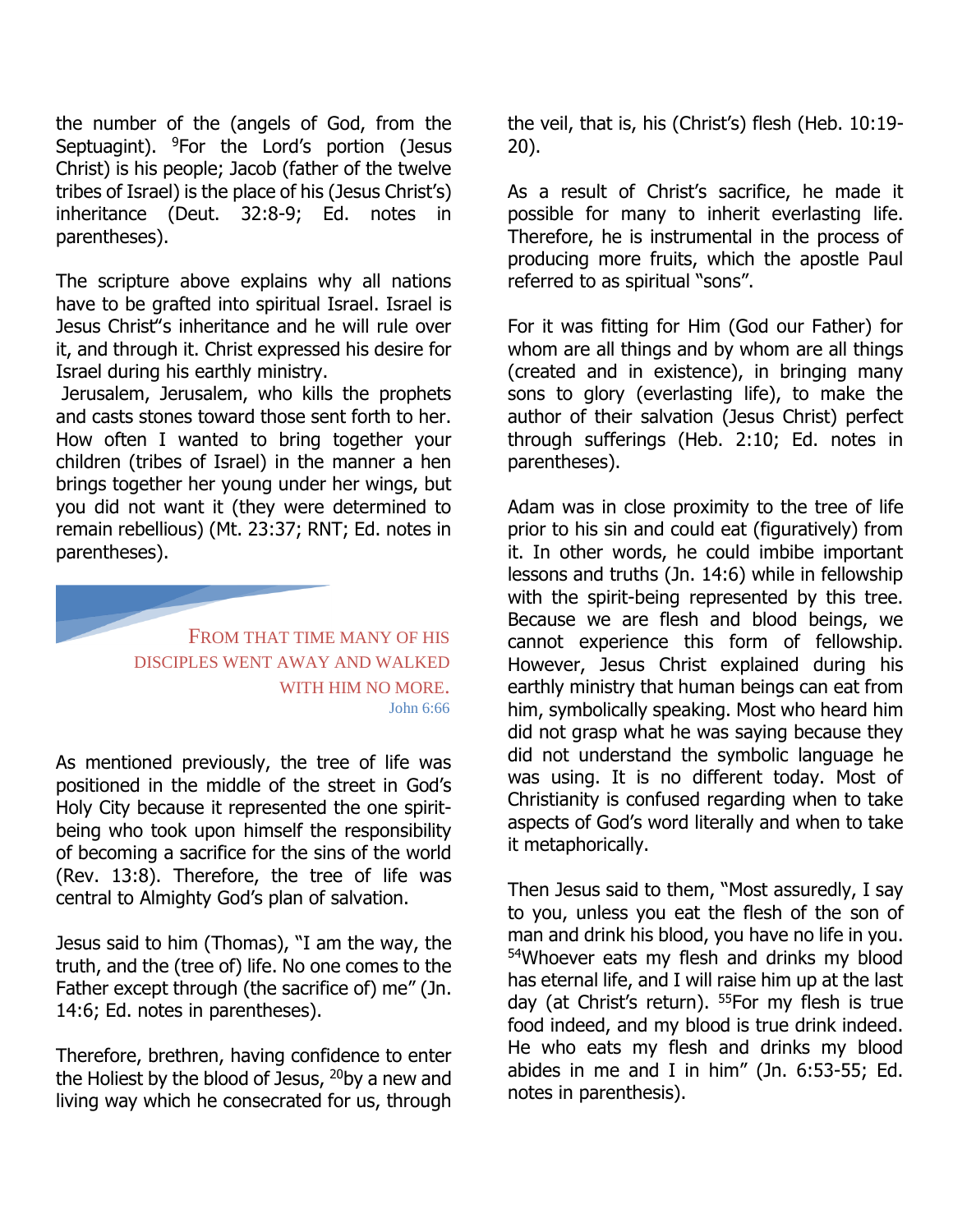the number of the (angels of God, from the Septuagint). [9]For the Lord's portion (Jesus Christ) is his people; Jacob (father of the twelve tribes of Israel) is the place of his (Jesus Christ's) inheritance (Deut. 32:8-9; Ed. notes in parentheses).

The scripture above explains why all nations have to be grafted into spiritual Israel. Israel is Jesus Christ"s inheritance and he will rule over it, and through it. Christ expressed his desire for Israel during his earthly ministry.

Jerusalem, Jerusalem, who kills the prophets and casts stones toward those sent forth to her. How often I wanted to bring together your children (tribes of Israel) in the manner a hen brings together her young under her wings, but you did not want it (they were determined to remain rebellious) (Mt. 23:37; RNT; Ed. notes in parentheses).

> FROM THAT TIME MANY OF HIS DISCIPLES WENT AWAY AND WALKED WITH HIM NO MORE.
> John 6:66

As mentioned previously, the tree of life was positioned in the middle of the street in God's Holy City because it represented the one spirit-being who took upon himself the responsibility of becoming a sacrifice for the sins of the world (Rev. 13:8). Therefore, the tree of life was central to Almighty God's plan of salvation.

Jesus said to him (Thomas), "I am the way, the truth, and the (tree of) life. No one comes to the Father except through (the sacrifice of) me" (Jn. 14:6; Ed. notes in parentheses).

Therefore, brethren, having confidence to enter the Holiest by the blood of Jesus, [20]by a new and living way which he consecrated for us, through the veil, that is, his (Christ's) flesh (Heb. 10:19-20).

As a result of Christ's sacrifice, he made it possible for many to inherit everlasting life. Therefore, he is instrumental in the process of producing more fruits, which the apostle Paul referred to as spiritual "sons".

For it was fitting for Him (God our Father) for whom are all things and by whom are all things (created and in existence), in bringing many sons to glory (everlasting life), to make the author of their salvation (Jesus Christ) perfect through sufferings (Heb. 2:10; Ed. notes in parentheses).

Adam was in close proximity to the tree of life prior to his sin and could eat (figuratively) from it. In other words, he could imbibe important lessons and truths (Jn. 14:6) while in fellowship with the spirit-being represented by this tree. Because we are flesh and blood beings, we cannot experience this form of fellowship. However, Jesus Christ explained during his earthly ministry that human beings can eat from him, symbolically speaking. Most who heard him did not grasp what he was saying because they did not understand the symbolic language he was using. It is no different today. Most of Christianity is confused regarding when to take aspects of God's word literally and when to take it metaphorically.

Then Jesus said to them, "Most assuredly, I say to you, unless you eat the flesh of the son of man and drink his blood, you have no life in you. [54]Whoever eats my flesh and drinks my blood has eternal life, and I will raise him up at the last day (at Christ's return). [55]For my flesh is true food indeed, and my blood is true drink indeed. He who eats my flesh and drinks my blood abides in me and I in him" (Jn. 6:53-55; Ed. notes in parenthesis).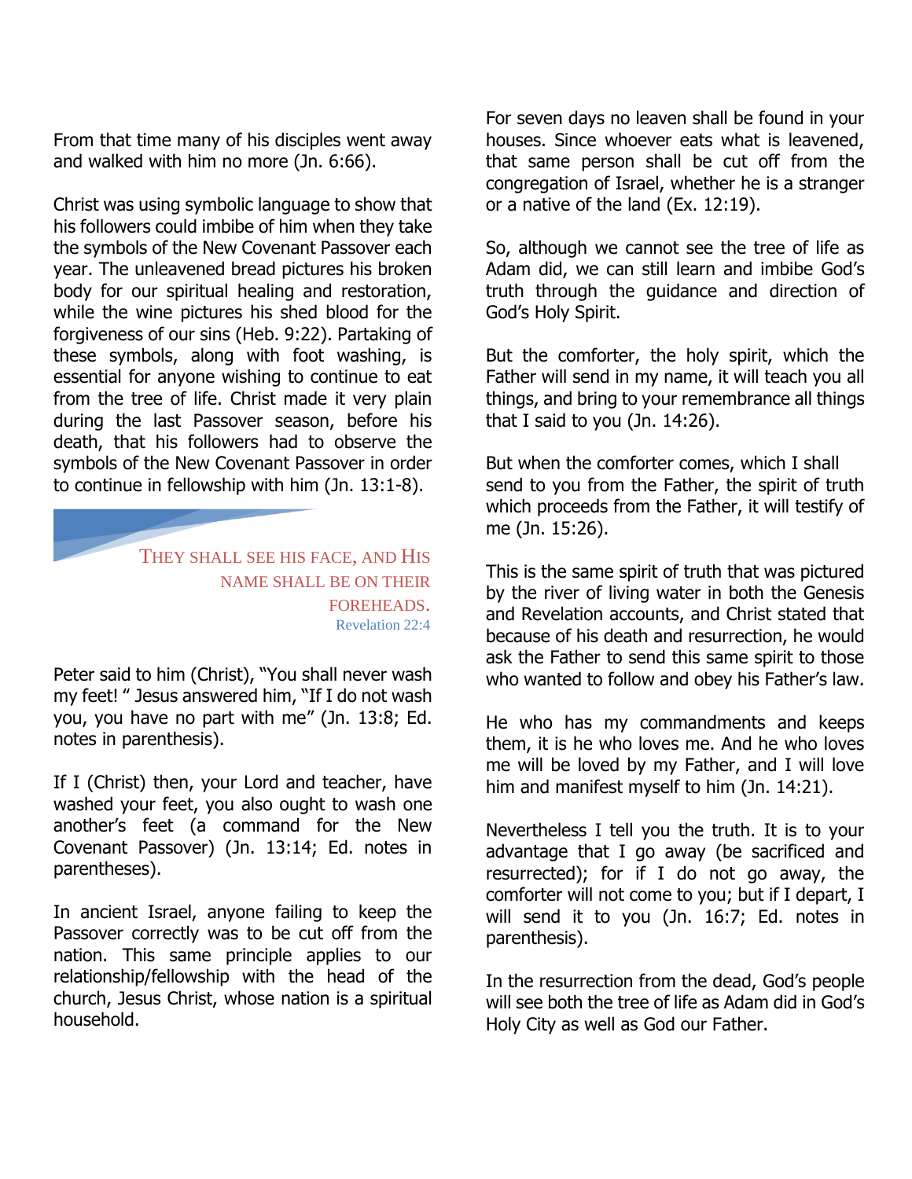From that time many of his disciples went away and walked with him no more (Jn. 6:66).

Christ was using symbolic language to show that his followers could imbibe of him when they take the symbols of the New Covenant Passover each year. The unleavened bread pictures his broken body for our spiritual healing and restoration, while the wine pictures his shed blood for the forgiveness of our sins (Heb. 9:22). Partaking of these symbols, along with foot washing, is essential for anyone wishing to continue to eat from the tree of life. Christ made it very plain during the last Passover season, before his death, that his followers had to observe the symbols of the New Covenant Passover in order to continue in fellowship with him (Jn. 13:1-8).

> THEY SHALL SEE HIS FACE, AND HIS NAME SHALL BE ON THEIR FOREHEADS.
> Revelation 22:4

Peter said to him (Christ), "You shall never wash my feet! " Jesus answered him, "If I do not wash you, you have no part with me" (Jn. 13:8; Ed. notes in parenthesis).

If I (Christ) then, your Lord and teacher, have washed your feet, you also ought to wash one another's feet (a command for the New Covenant Passover) (Jn. 13:14; Ed. notes in parentheses).

In ancient Israel, anyone failing to keep the Passover correctly was to be cut off from the nation. This same principle applies to our relationship/fellowship with the head of the church, Jesus Christ, whose nation is a spiritual household.

For seven days no leaven shall be found in your houses. Since whoever eats what is leavened, that same person shall be cut off from the congregation of Israel, whether he is a stranger or a native of the land (Ex. 12:19).

So, although we cannot see the tree of life as Adam did, we can still learn and imbibe God's truth through the guidance and direction of God's Holy Spirit.

But the comforter, the holy spirit, which the Father will send in my name, it will teach you all things, and bring to your remembrance all things that I said to you (Jn. 14:26).

But when the comforter comes, which I shall send to you from the Father, the spirit of truth which proceeds from the Father, it will testify of me (Jn. 15:26).

This is the same spirit of truth that was pictured by the river of living water in both the Genesis and Revelation accounts, and Christ stated that because of his death and resurrection, he would ask the Father to send this same spirit to those who wanted to follow and obey his Father's law.

He who has my commandments and keeps them, it is he who loves me. And he who loves me will be loved by my Father, and I will love him and manifest myself to him (Jn. 14:21).

Nevertheless I tell you the truth. It is to your advantage that I go away (be sacrificed and resurrected); for if I do not go away, the comforter will not come to you; but if I depart, I will send it to you (Jn. 16:7; Ed. notes in parenthesis).

In the resurrection from the dead, God's people will see both the tree of life as Adam did in God's Holy City as well as God our Father.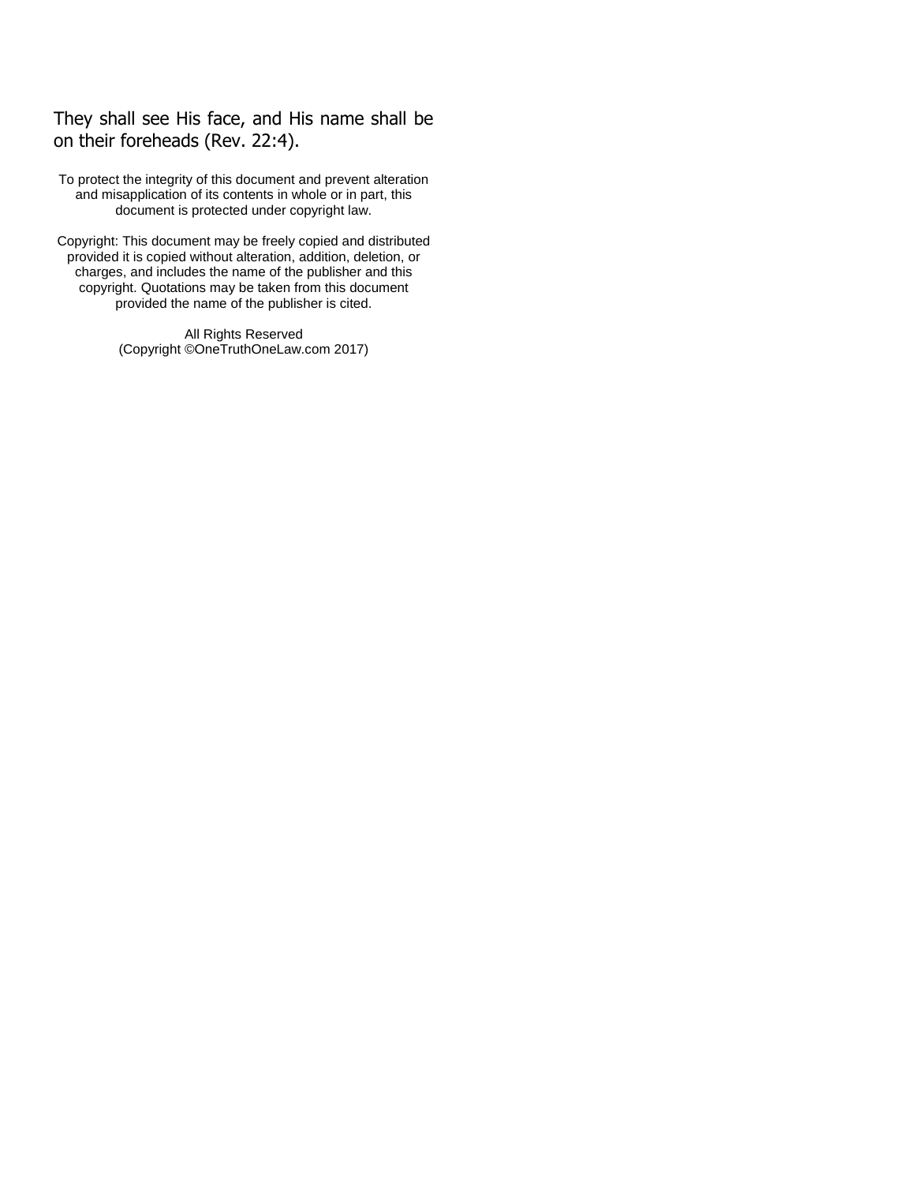They shall see His face, and His name shall be on their foreheads (Rev. 22:4).

To protect the integrity of this document and prevent alteration and misapplication of its contents in whole or in part, this document is protected under copyright law.

Copyright: This document may be freely copied and distributed provided it is copied without alteration, addition, deletion, or charges, and includes the name of the publisher and this copyright. Quotations may be taken from this document provided the name of the publisher is cited.

All Rights Reserved
(Copyright ©OneTruthOneLaw.com 2017)